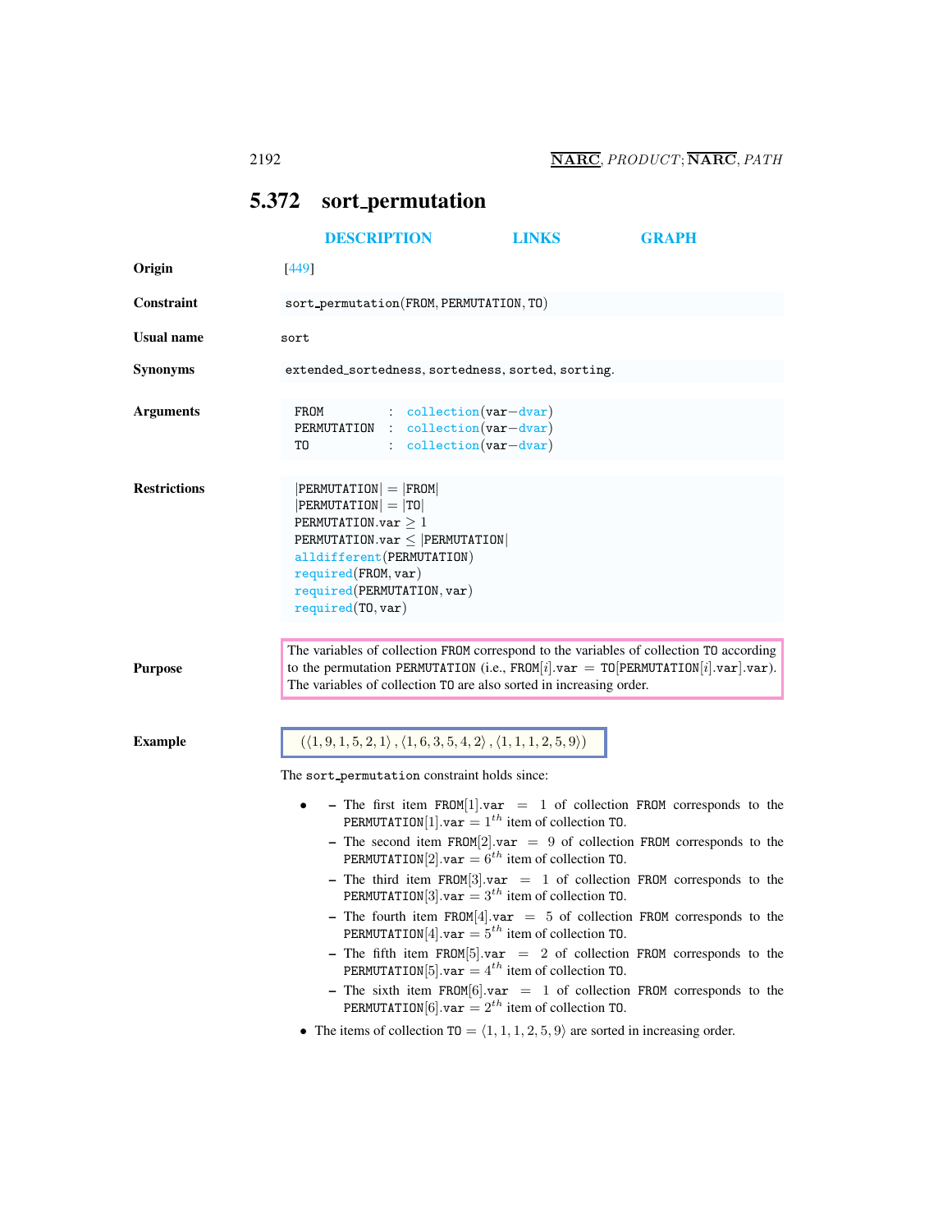## 5.372 sort_permutation

DESCRIPTION LINKS GRAPH

**Origin** [449]

**Constraint** sort_permutation(FROM, PERMUTATION, TO)

**Usual name** sort

**Synonyms** extended_sortedness, sortedness, sorted, sorting.

**Arguments**

FROM : collection(var−dvar)
PERMUTATION : collection(var−dvar)
TO : collection(var−dvar)

**Restrictions**

|PERMUTATION| = |FROM|
|PERMUTATION| = |TO|
PERMUTATION.var $\geq 1$
PERMUTATION.var $\leq$ |PERMUTATION|
alldifferent(PERMUTATION)
required(FROM, var)
required(PERMUTATION, var)
required(TO, var)

**Purpose**

The variables of collection FROM correspond to the variables of collection TO according to the permutation PERMUTATION (i.e., FROM[$i$].var = TO[PERMUTATION[$i$].var].var). The variables of collection TO are also sorted in increasing order.

**Example**

$(\langle 1, 9, 1, 5, 2, 1\rangle, \langle 1, 6, 3, 5, 4, 2\rangle, \langle 1, 1, 1, 2, 5, 9\rangle)$

The sort_permutation constraint holds since:

- 
  - The first item FROM[1].var = 1 of collection FROM corresponds to the PERMUTATION[1].var = $1^{th}$ item of collection TO.
  - The second item FROM[2].var = 9 of collection FROM corresponds to the PERMUTATION[2].var = $6^{th}$ item of collection TO.
  - The third item FROM[3].var = 1 of collection FROM corresponds to the PERMUTATION[3].var = $3^{th}$ item of collection TO.
  - The fourth item FROM[4].var = 5 of collection FROM corresponds to the PERMUTATION[4].var = $5^{th}$ item of collection TO.
  - The fifth item FROM[5].var = 2 of collection FROM corresponds to the PERMUTATION[5].var = $4^{th}$ item of collection TO.
  - The sixth item FROM[6].var = 1 of collection FROM corresponds to the PERMUTATION[6].var = $2^{th}$ item of collection TO.
- The items of collection TO = $\langle 1, 1, 1, 2, 5, 9\rangle$ are sorted in increasing order.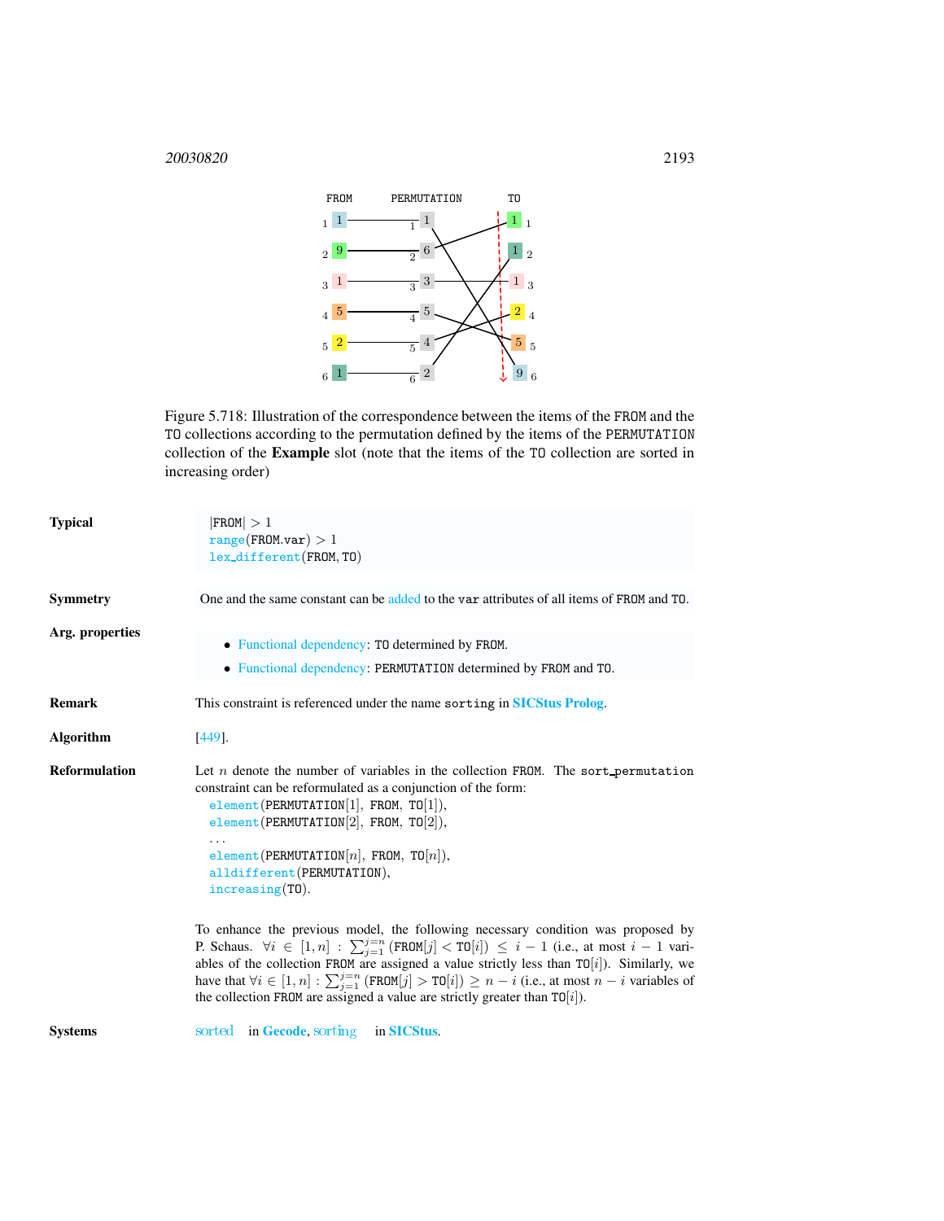Figure 5.718: Illustration of the correspondence between the items of the FROM and the TO collections according to the permutation defined by the items of the PERMUTATION collection of the **Example** slot (note that the items of the TO collection are sorted in increasing order)

**Typical**

$|\text{FROM}| > 1$
range(FROM.var) $> 1$
lex_different(FROM, TO)

**Symmetry**

One and the same constant can be added to the var attributes of all items of FROM and TO.

**Arg. properties**

- Functional dependency: TO determined by FROM.
- Functional dependency: PERMUTATION determined by FROM and TO.

**Remark**

This constraint is referenced under the name sorting in **SICStus Prolog**.

**Algorithm**

[449].

**Reformulation**

Let $n$ denote the number of variables in the collection FROM. The sort_permutation constraint can be reformulated as a conjunction of the form:

element(PERMUTATION[1], FROM, TO[1]),
element(PERMUTATION[2], FROM, TO[2]),
...
element(PERMUTATION[$n$], FROM, TO[$n$]),
alldifferent(PERMUTATION),
increasing(TO).

To enhance the previous model, the following necessary condition was proposed by P. Schaus. $\forall i \in [1, n] : \sum_{j=1}^{j=n} (\text{FROM}[j] < \text{TO}[i]) \leq i - 1$ (i.e., at most $i - 1$ variables of the collection FROM are assigned a value strictly less than TO[$i$]). Similarly, we have that $\forall i \in [1, n] : \sum_{j=1}^{j=n} (\text{FROM}[j] > \text{TO}[i]) \geq n - i$ (i.e., at most $n - i$ variables of the collection FROM are assigned a value are strictly greater than TO[$i$]).

**Systems**

sorted in **Gecode**, sorting in **SICStus**.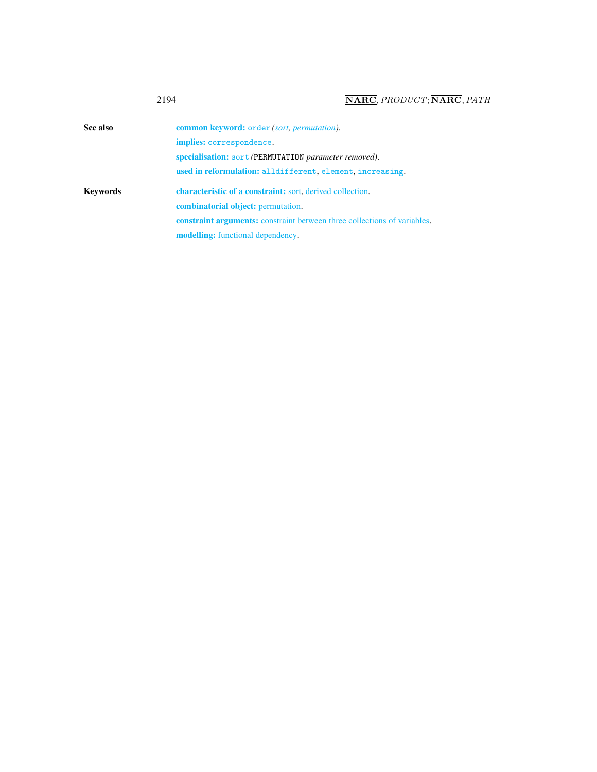**See also**

**common keyword:** `order` *(sort, permutation)*.

**implies:** `correspondence`.

**specialisation:** `sort` *(*`PERMUTATION` *parameter removed)*.

**used in reformulation:** `alldifferent`, `element`, `increasing`.

**Keywords**

**characteristic of a constraint:** sort, derived collection.

**combinatorial object:** permutation.

**constraint arguments:** constraint between three collections of variables.

**modelling:** functional dependency.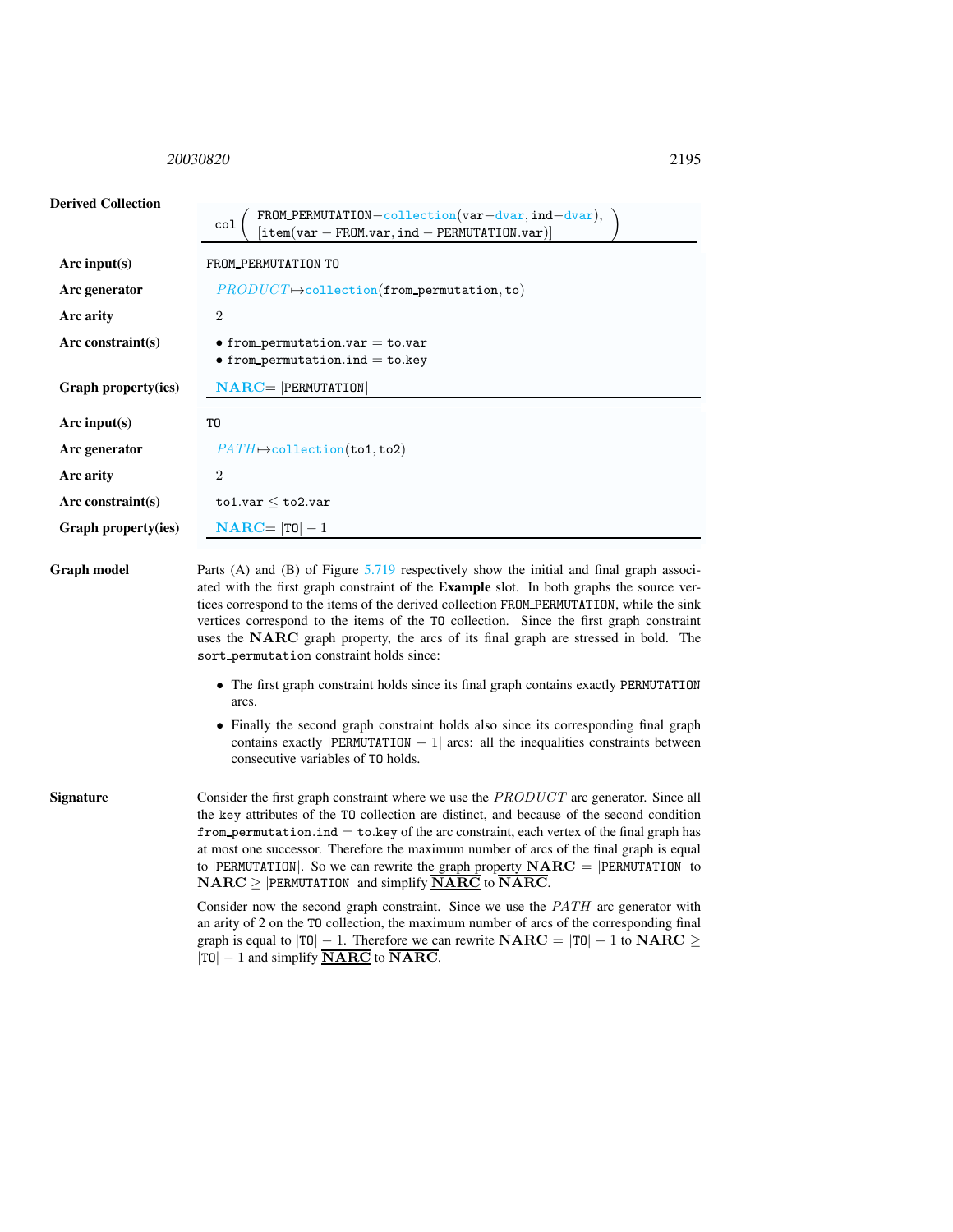**Derived Collection**

$$\texttt{col}\left(\begin{array}{l}\texttt{FROM\_PERMUTATION}-\texttt{collection}(\texttt{var}-\texttt{dvar},\texttt{ind}-\texttt{dvar}),\\ [\texttt{item}(\texttt{var}-\texttt{FROM.var},\texttt{ind}-\texttt{PERMUTATION.var})]\end{array}\right)$$

| | |
|---|---|
| **Arc input(s)** | FROM_PERMUTATION TO |
| **Arc generator** | $PRODUCT$ ↦ collection(from_permutation, to) |
| **Arc arity** | 2 |
| **Arc constraint(s)** | • from_permutation.var = to.var<br>• from_permutation.ind = to.key |
| **Graph property(ies)** | **NARC**= \|PERMUTATION\| |

| | |
|---|---|
| **Arc input(s)** | TO |
| **Arc generator** | $PATH$ ↦ collection(to1, to2) |
| **Arc arity** | 2 |
| **Arc constraint(s)** | to1.var ≤ to2.var |
| **Graph property(ies)** | **NARC**= \|TO\| − 1 |

**Graph model**

Parts (A) and (B) of Figure 5.719 respectively show the initial and final graph associated with the first graph constraint of the **Example** slot. In both graphs the source vertices correspond to the items of the derived collection FROM_PERMUTATION, while the sink vertices correspond to the items of the TO collection. Since the first graph constraint uses the **NARC** graph property, the arcs of its final graph are stressed in bold. The sort_permutation constraint holds since:

- The first graph constraint holds since its final graph contains exactly PERMUTATION arcs.
- Finally the second graph constraint holds also since its corresponding final graph contains exactly |PERMUTATION − 1| arcs: all the inequalities constraints between consecutive variables of TO holds.

**Signature**

Consider the first graph constraint where we use the $PRODUCT$ arc generator. Since all the key attributes of the TO collection are distinct, and because of the second condition from_permutation.ind = to.key of the arc constraint, each vertex of the final graph has at most one successor. Therefore the maximum number of arcs of the final graph is equal to |PERMUTATION|. So we can rewrite the graph property **NARC** = |PERMUTATION| to **NARC** ≥ |PERMUTATION| and simplify $\underline{\overline{\mathbf{NARC}}}$ to $\overline{\mathbf{NARC}}$.

Consider now the second graph constraint. Since we use the $PATH$ arc generator with an arity of 2 on the TO collection, the maximum number of arcs of the corresponding final graph is equal to |TO| − 1. Therefore we can rewrite **NARC** = |TO| − 1 to **NARC** ≥ |TO| − 1 and simplify $\underline{\overline{\mathbf{NARC}}}$ to $\overline{\mathbf{NARC}}$.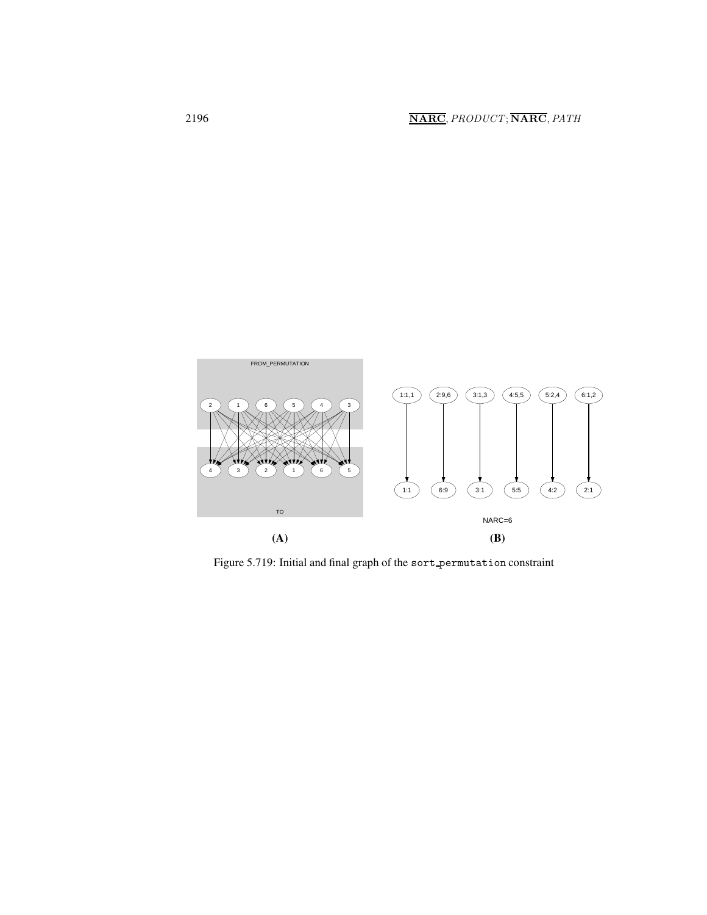Figure 5.719: Initial and final graph of the sort_permutation constraint